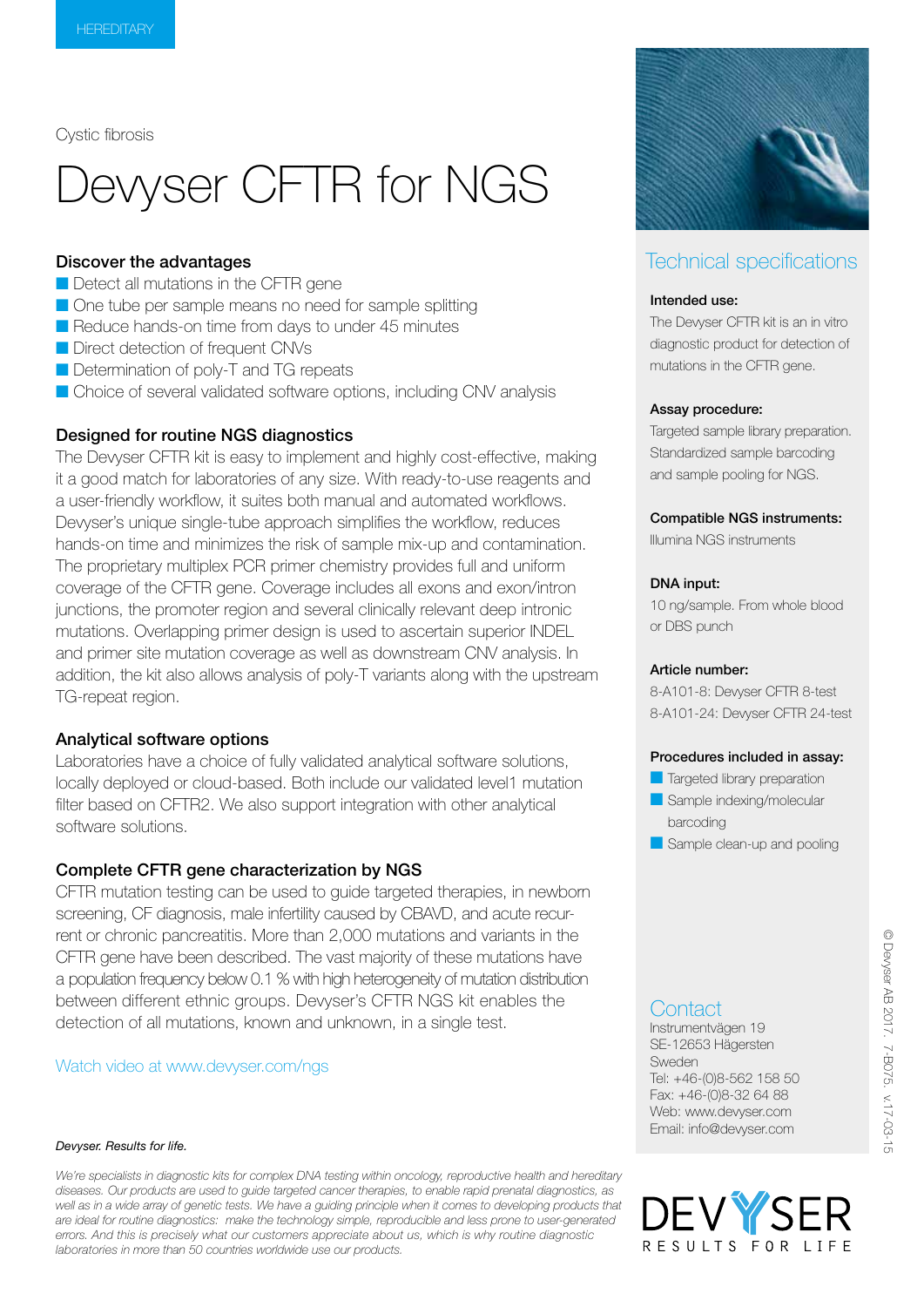HEREDITARY

Cystic fibrosis

# Devyser CFTR for NGS

### Discover the advantages

- Detect all mutations in the CFTR gene
- One tube per sample means no need for sample splitting
- Reduce hands-on time from days to under 45 minutes
- Direct detection of frequent CNVs
- Determination of poly-T and TG repeats
- Choice of several validated software options, including CNV analysis

### Designed for routine NGS diagnostics

The Devyser CFTR kit is easy to implement and highly cost-effective, making it a good match for laboratories of any size. With ready-to-use reagents and a user-friendly workflow, it suites both manual and automated workflows. Devyser's unique single-tube approach simplifies the workflow, reduces hands-on time and minimizes the risk of sample mix-up and contamination. The proprietary multiplex PCR primer chemistry provides full and uniform coverage of the CFTR gene. Coverage includes all exons and exon/intron junctions, the promoter region and several clinically relevant deep intronic mutations. Overlapping primer design is used to ascertain superior INDEL and primer site mutation coverage as well as downstream CNV analysis. In addition, the kit also allows analysis of poly-T variants along with the upstream TG-repeat region.

### Analytical software options

Laboratories have a choice of fully validated analytical software solutions, locally deployed or cloud-based. Both include our validated level1 mutation filter based on CFTR2. We also support integration with other analytical software solutions.

### Complete CFTR gene characterization by NGS

CFTR mutation testing can be used to guide targeted therapies, in newborn screening, CF diagnosis, male infertility caused by CBAVD, and acute recurrent or chronic pancreatitis. More than 2,000 mutations and variants in the CFTR gene have been described. The vast majority of these mutations have a population frequency below 0.1 % with high heterogeneity of mutation distribution between different ethnic groups. Devyser's CFTR NGS kit enables the detection of all mutations, known and unknown, in a single test.

Watch video at www.devyser.com/ngs

## Technical specifications

**Intended use:**
The Devyser CFTR kit is an in vitro diagnostic product for detection of mutations in the CFTR gene.

**Assay procedure:**
Targeted sample library preparation. Standardized sample barcoding and sample pooling for NGS.

**Compatible NGS instruments:**
Illumina NGS instruments

**DNA input:**
10 ng/sample. From whole blood or DBS punch

**Article number:**
8-A101-8: Devyser CFTR 8-test
8-A101-24: Devyser CFTR 24-test

**Procedures included in assay:**

- Targeted library preparation
- Sample indexing/molecular barcoding
- Sample clean-up and pooling

## Contact

Instrumentvägen 19
SE-12653 Hägersten
Sweden
Tel: +46-(0)8-562 158 50
Fax: +46-(0)8-32 64 88
Web: www.devyser.com
Email: info@devyser.com

*Devyser. Results for life.*

*We're specialists in diagnostic kits for complex DNA testing within oncology, reproductive health and hereditary diseases. Our products are used to guide targeted cancer therapies, to enable rapid prenatal diagnostics, as well as in a wide array of genetic tests. We have a guiding principle when it comes to developing products that are ideal for routine diagnostics: make the technology simple, reproducible and less prone to user-generated errors. And this is precisely what our customers appreciate about us, which is why routine diagnostic laboratories in more than 50 countries worldwide use our products.*

DEVYSER
RESULTS FOR LIFE

© Devyser AB 2017. 7-B075. v.17-03-15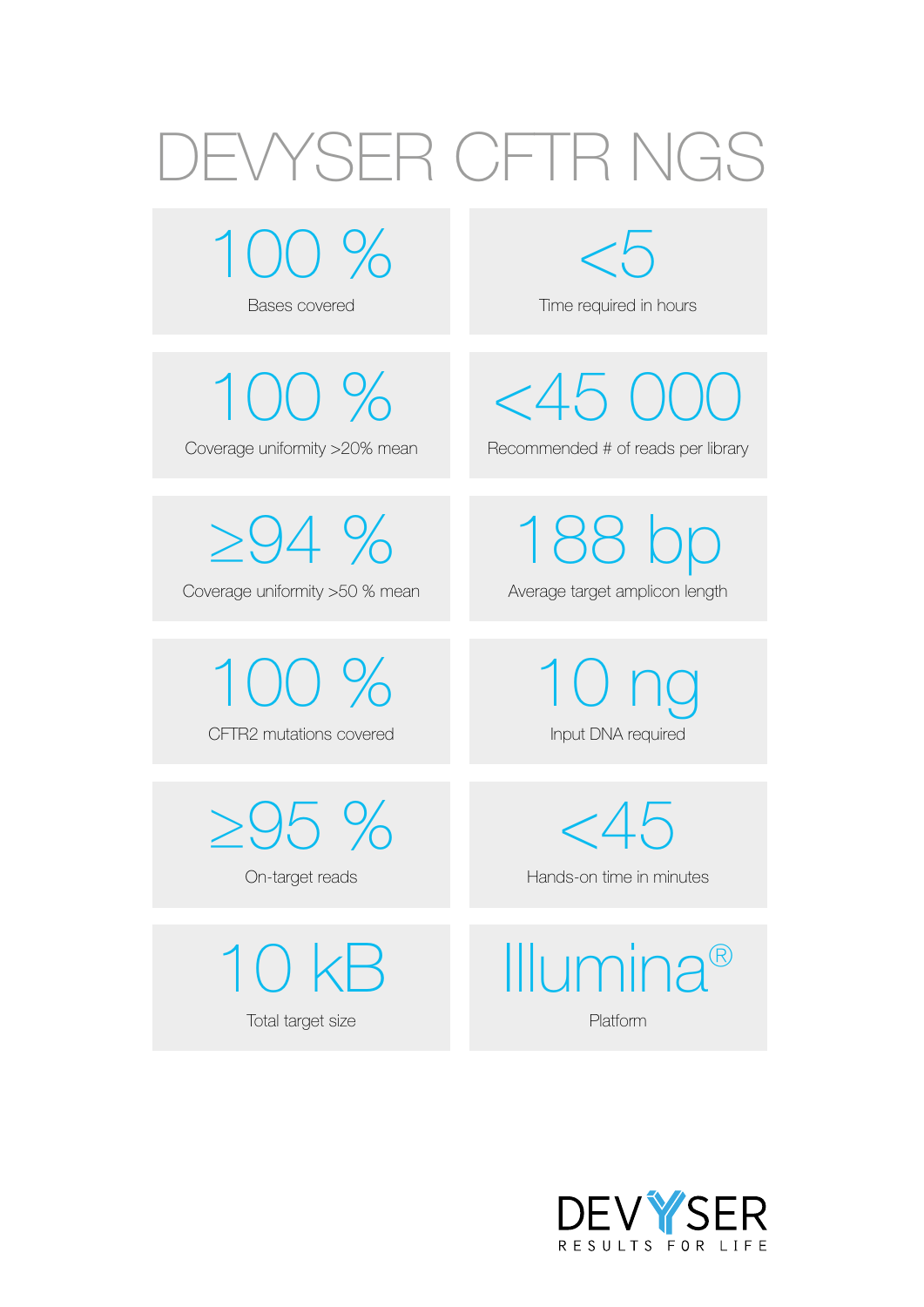# DEVYSER CFTR NGS

| | |
|---|---|
| **100 %** Bases covered | **<5** Time required in hours |
| **100 %** Coverage uniformity >20% mean | **<45 000** Recommended # of reads per library |
| **≥94 %** Coverage uniformity >50 % mean | **188 bp** Average target amplicon length |
| **100 %** CFTR2 mutations covered | **10 ng** Input DNA required |
| **≥95 %** On-target reads | **<45** Hands-on time in minutes |
| **10 kB** Total target size | **Illumina®** Platform |

DEVYSER
RESULTS FOR LIFE